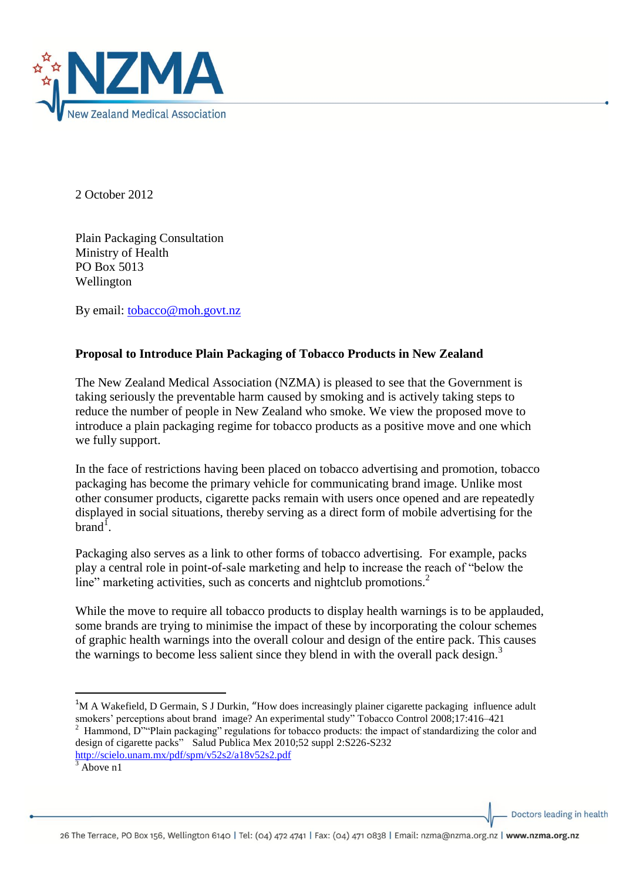2 October 2012

Plain Packaging Consultation
Ministry of Health
PO Box 5013
Wellington

By email: tobacco@moh.govt.nz

**Proposal to Introduce Plain Packaging of Tobacco Products in New Zealand**

The New Zealand Medical Association (NZMA) is pleased to see that the Government is taking seriously the preventable harm caused by smoking and is actively taking steps to reduce the number of people in New Zealand who smoke. We view the proposed move to introduce a plain packaging regime for tobacco products as a positive move and one which we fully support.

In the face of restrictions having been placed on tobacco advertising and promotion, tobacco packaging has become the primary vehicle for communicating brand image. Unlike most other consumer products, cigarette packs remain with users once opened and are repeatedly displayed in social situations, thereby serving as a direct form of mobile advertising for the brand[1].

Packaging also serves as a link to other forms of tobacco advertising. For example, packs play a central role in point-of-sale marketing and help to increase the reach of "below the line" marketing activities, such as concerts and nightclub promotions.[2]

While the move to require all tobacco products to display health warnings is to be applauded, some brands are trying to minimise the impact of these by incorporating the colour schemes of graphic health warnings into the overall colour and design of the entire pack. This causes the warnings to become less salient since they blend in with the overall pack design.[3]

---

[1] M A Wakefield, D Germain, S J Durkin, "How does increasingly plainer cigarette packaging influence adult smokers' perceptions about brand image? An experimental study" Tobacco Control 2008;17:416–421

[2] Hammond, D""Plain packaging" regulations for tobacco products: the impact of standardizing the color and design of cigarette packs" Salud Publica Mex 2010;52 suppl 2:S226-S232 http://scielo.unam.mx/pdf/spm/v52s2/a18v52s2.pdf

[3] Above n1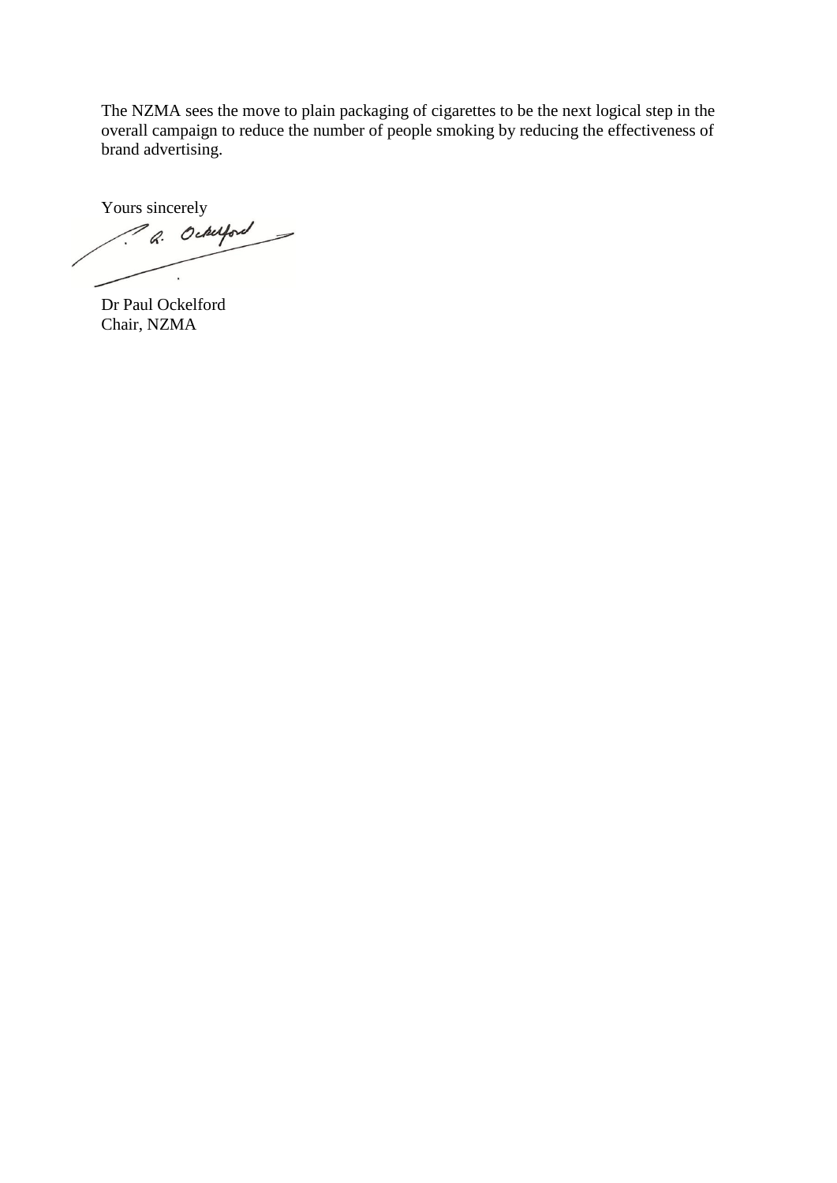The NZMA sees the move to plain packaging of cigarettes to be the next logical step in the overall campaign to reduce the number of people smoking by reducing the effectiveness of brand advertising.

Yours sincerely

Dr Paul Ockelford
Chair, NZMA